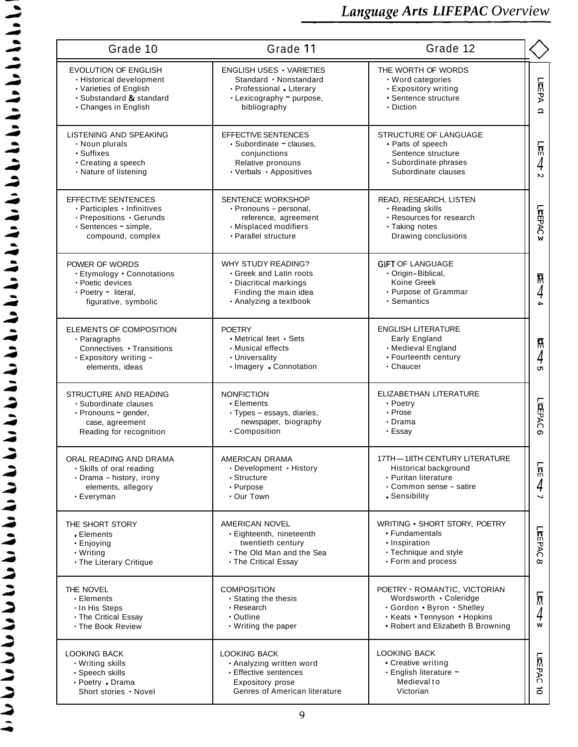# Language Arts LIFEPAC Overview

| Grade 10 | Grade 11 | Grade 12 | |
|---|---|---|---|
| EVOLUTION OF ENGLISH<br>• Historical development<br>• Varieties of English<br>• Substandard & standard<br>• Changes in English | ENGLISH USES • VARIETIES<br>Standard • Nonstandard<br>• Professional • Literary<br>• Lexicography – purpose, bibliography | THE WORTH OF WORDS<br>• Word categories<br>• Expository writing<br>• Sentence structure<br>• Diction | LIFEPAC 1 |
| LISTENING AND SPEAKING<br>• Noun plurals<br>• Suffixes<br>• Creating a speech<br>• Nature of listening | EFFECTIVE SENTENCES<br>• Subordinate – clauses, conjunctions<br>Relative pronouns<br>• Verbals • Appositives | STRUCTURE OF LANGUAGE<br>• Parts of speech<br>Sentence structure<br>• Subordinate phrases<br>Subordinate clauses | LIFEPAC 2 |
| EFFECTIVE SENTENCES<br>• Participles • Infinitives<br>• Prepositions • Gerunds<br>• Sentences – simple, compound, complex | SENTENCE WORKSHOP<br>• Pronouns – personal, reference, agreement<br>• Misplaced modifiers<br>• Parallel structure | READ, RESEARCH, LISTEN<br>• Reading skills<br>• Resources for research<br>• Taking notes<br>Drawing conclusions | LIFEPAC 3 |
| POWER OF WORDS<br>• Etymology • Connotations<br>• Poetic devices<br>• Poetry – literal, figurative, symbolic | WHY STUDY READING?<br>• Greek and Latin roots<br>• Diacritical markings<br>Finding the main idea<br>• Analyzing a textbook | GIFT OF LANGUAGE<br>• Origin–Biblical, Koine Greek<br>• Purpose of Grammar<br>• Semantics | LIFEPAC 4 |
| ELEMENTS OF COMPOSITION<br>• Paragraphs<br>Connectives • Transitions<br>• Expository writing – elements, ideas | POETRY<br>• Metrical feet • Sets<br>• Musical effects<br>• Universality<br>• Imagery • Connotation | ENGLISH LITERATURE<br>Early England<br>• Medieval England<br>• Fourteenth century<br>• Chaucer | LIFEPAC 5 |
| STRUCTURE AND READING<br>• Subordinate clauses<br>• Pronouns – gender, case, agreement<br>Reading for recognition | NONFICTION<br>• Elements<br>• Types – essays, diaries, newspaper, biography<br>• Composition | ELIZABETHAN LITERATURE<br>• Poetry<br>• Prose<br>• Drama<br>• Essay | LIFEPAC 6 |
| ORAL READING AND DRAMA<br>• Skills of oral reading<br>• Drama – history, irony elements, allegory<br>• Everyman | AMERICAN DRAMA<br>• Development • History<br>• Structure<br>• Purpose<br>• Our Town | 17TH—18TH CENTURY LITERATURE<br>Historical background<br>• Puritan literature<br>• Common sense – satire<br>• Sensibility | LIFEPAC 7 |
| THE SHORT STORY<br>• Elements<br>• Enjoying<br>• Writing<br>• The Literary Critique | AMERICAN NOVEL<br>• Eighteenth, nineteenth twentieth century<br>• The Old Man and the Sea<br>• The Critical Essay | WRITING • SHORT STORY, POETRY<br>• Fundamentals<br>• Inspiration<br>• Technique and style<br>• Form and process | LIFEPAC 8 |
| THE NOVEL<br>• Elements<br>• In His Steps<br>• The Critical Essay<br>• The Book Review | COMPOSITION<br>• Stating the thesis<br>• Research<br>• Outline<br>• Writing the paper | POETRY • ROMANTIC, VICTORIAN<br>Wordsworth • Coleridge<br>• Gordon • Byron • Shelley<br>• Keats • Tennyson • Hopkins<br>• Robert and Elizabeth B Browning | LIFEPAC 9 |
| LOOKING BACK<br>• Writing skills<br>• Speech skills<br>• Poetry • Drama<br>Short stories • Novel | LOOKING BACK<br>• Analyzing written word<br>• Effective sentences<br>Expository prose<br>Genres of American literature | LOOKING BACK<br>• Creative writing<br>• English literature – Medieval to Victorian | LIFEPAC 10 |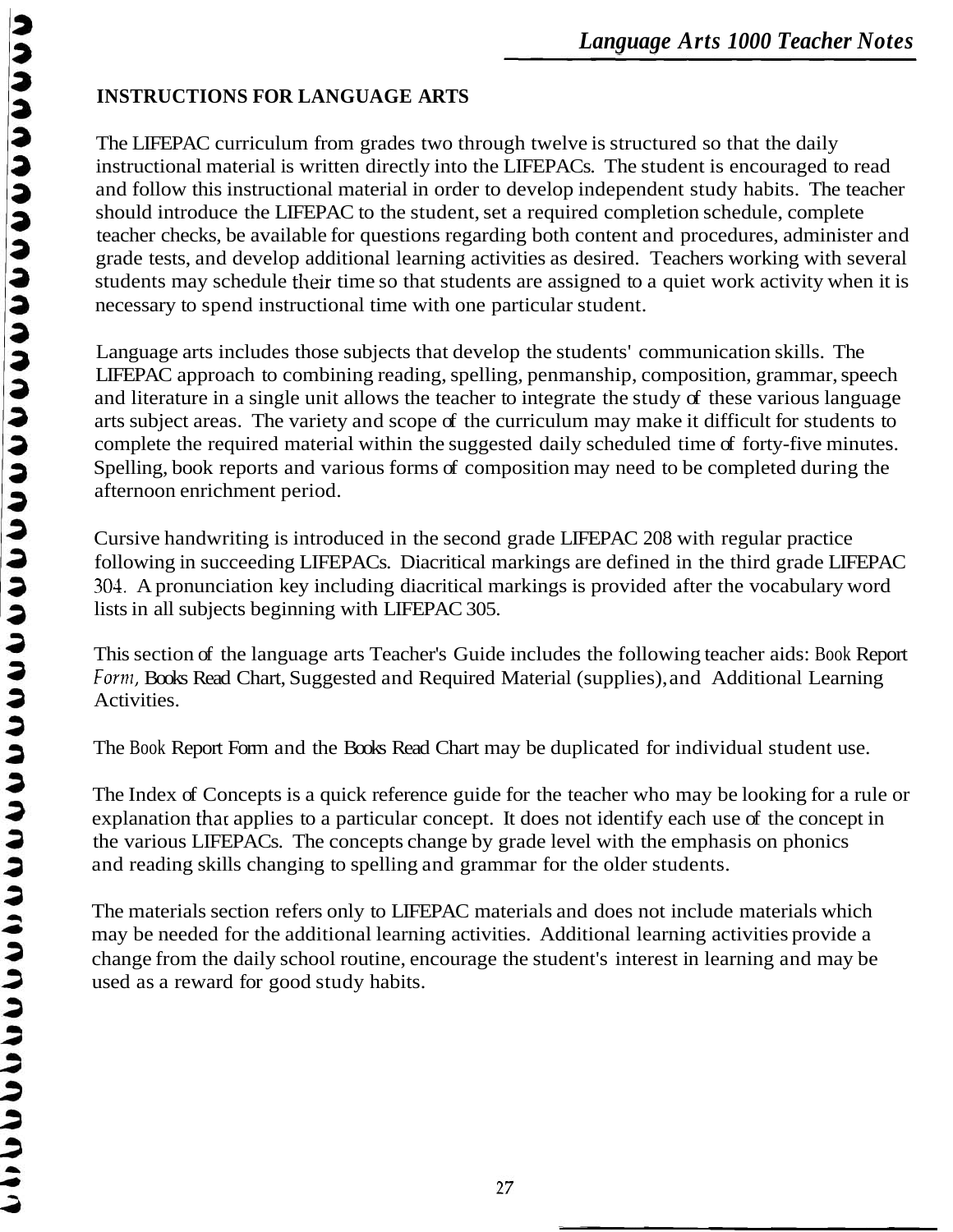## INSTRUCTIONS FOR LANGUAGE ARTS

The LIFEPAC curriculum from grades two through twelve is structured so that the daily instructional material is written directly into the LIFEPACs. The student is encouraged to read and follow this instructional material in order to develop independent study habits. The teacher should introduce the LIFEPAC to the student, set a required completion schedule, complete teacher checks, be available for questions regarding both content and procedures, administer and grade tests, and develop additional learning activities as desired. Teachers working with several students may schedule their time so that students are assigned to a quiet work activity when it is necessary to spend instructional time with one particular student.

Language arts includes those subjects that develop the students' communication skills. The LIFEPAC approach to combining reading, spelling, penmanship, composition, grammar, speech and literature in a single unit allows the teacher to integrate the study of these various language arts subject areas. The variety and scope of the curriculum may make it difficult for students to complete the required material within the suggested daily scheduled time of forty-five minutes. Spelling, book reports and various forms of composition may need to be completed during the afternoon enrichment period.

Cursive handwriting is introduced in the second grade LIFEPAC 208 with regular practice following in succeeding LIFEPACs. Diacritical markings are defined in the third grade LIFEPAC 304. A pronunciation key including diacritical markings is provided after the vocabulary word lists in all subjects beginning with LIFEPAC 305.

This section of the language arts Teacher's Guide includes the following teacher aids: Book Report Form, Books Read Chart, Suggested and Required Material (supplies), and Additional Learning Activities.

The Book Report Form and the Books Read Chart may be duplicated for individual student use.

The Index of Concepts is a quick reference guide for the teacher who may be looking for a rule or explanation that applies to a particular concept. It does not identify each use of the concept in the various LIFEPACs. The concepts change by grade level with the emphasis on phonics and reading skills changing to spelling and grammar for the older students.

The materials section refers only to LIFEPAC materials and does not include materials which may be needed for the additional learning activities. Additional learning activities provide a change from the daily school routine, encourage the student's interest in learning and may be used as a reward for good study habits.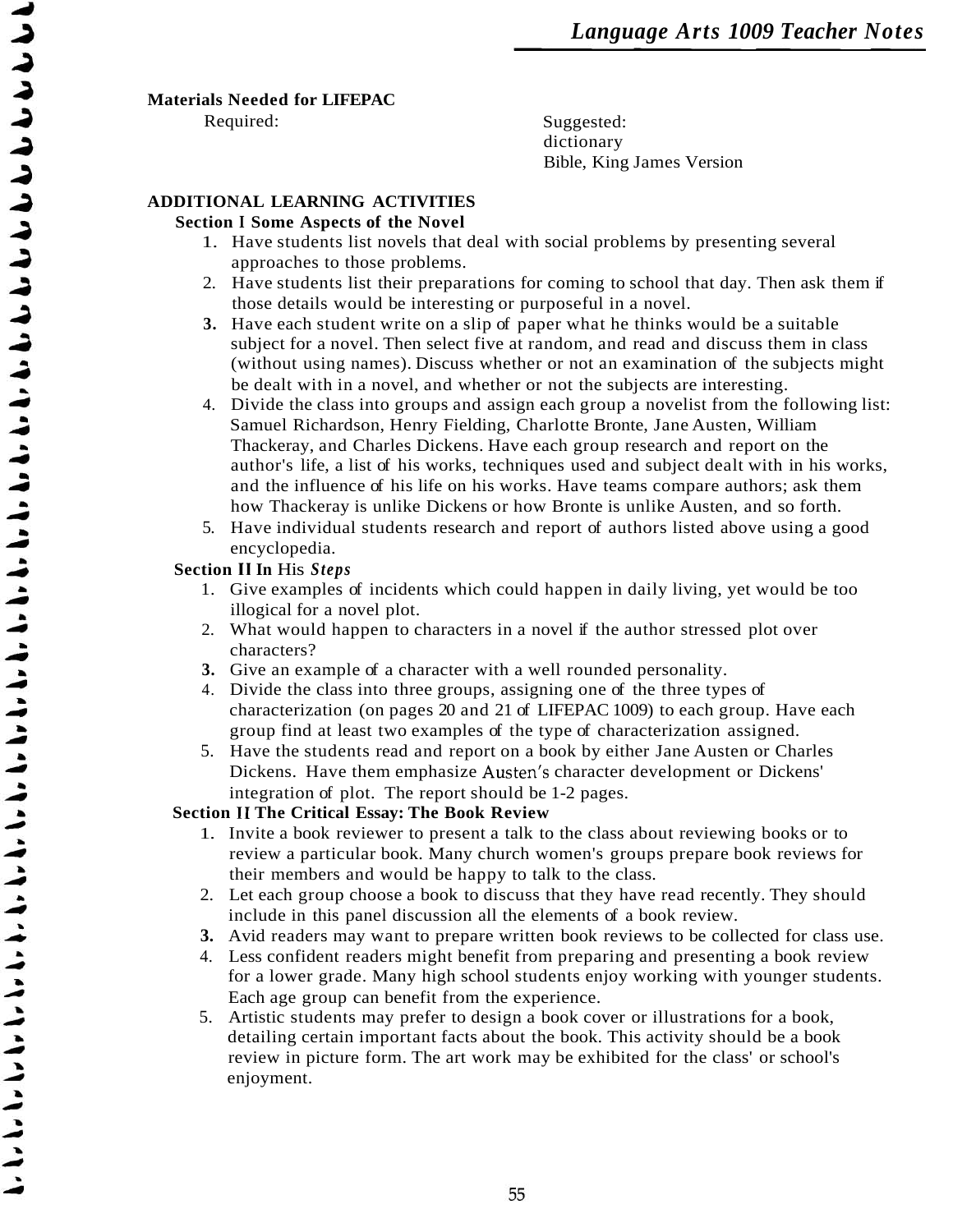**Materials Needed for LIFEPAC**

Required:

Suggested:
dictionary
Bible, King James Version

## ADDITIONAL LEARNING ACTIVITIES

### Section I Some Aspects of the Novel

1. Have students list novels that deal with social problems by presenting several approaches to those problems.
2. Have students list their preparations for coming to school that day. Then ask them if those details would be interesting or purposeful in a novel.
3. Have each student write on a slip of paper what he thinks would be a suitable subject for a novel. Then select five at random, and read and discuss them in class (without using names). Discuss whether or not an examination of the subjects might be dealt with in a novel, and whether or not the subjects are interesting.
4. Divide the class into groups and assign each group a novelist from the following list: Samuel Richardson, Henry Fielding, Charlotte Bronte, Jane Austen, William Thackeray, and Charles Dickens. Have each group research and report on the author's life, a list of his works, techniques used and subject dealt with in his works, and the influence of his life on his works. Have teams compare authors; ask them how Thackeray is unlike Dickens or how Bronte is unlike Austen, and so forth.
5. Have individual students research and report of authors listed above using a good encyclopedia.

### Section II In His *Steps*

1. Give examples of incidents which could happen in daily living, yet would be too illogical for a novel plot.
2. What would happen to characters in a novel if the author stressed plot over characters?
3. Give an example of a character with a well rounded personality.
4. Divide the class into three groups, assigning one of the three types of characterization (on pages 20 and 21 of LIFEPAC 1009) to each group. Have each group find at least two examples of the type of characterization assigned.
5. Have the students read and report on a book by either Jane Austen or Charles Dickens. Have them emphasize Austen's character development or Dickens' integration of plot. The report should be 1-2 pages.

### Section II The Critical Essay: The Book Review

1. Invite a book reviewer to present a talk to the class about reviewing books or to review a particular book. Many church women's groups prepare book reviews for their members and would be happy to talk to the class.
2. Let each group choose a book to discuss that they have read recently. They should include in this panel discussion all the elements of a book review.
3. Avid readers may want to prepare written book reviews to be collected for class use.
4. Less confident readers might benefit from preparing and presenting a book review for a lower grade. Many high school students enjoy working with younger students. Each age group can benefit from the experience.
5. Artistic students may prefer to design a book cover or illustrations for a book, detailing certain important facts about the book. This activity should be a book review in picture form. The art work may be exhibited for the class' or school's enjoyment.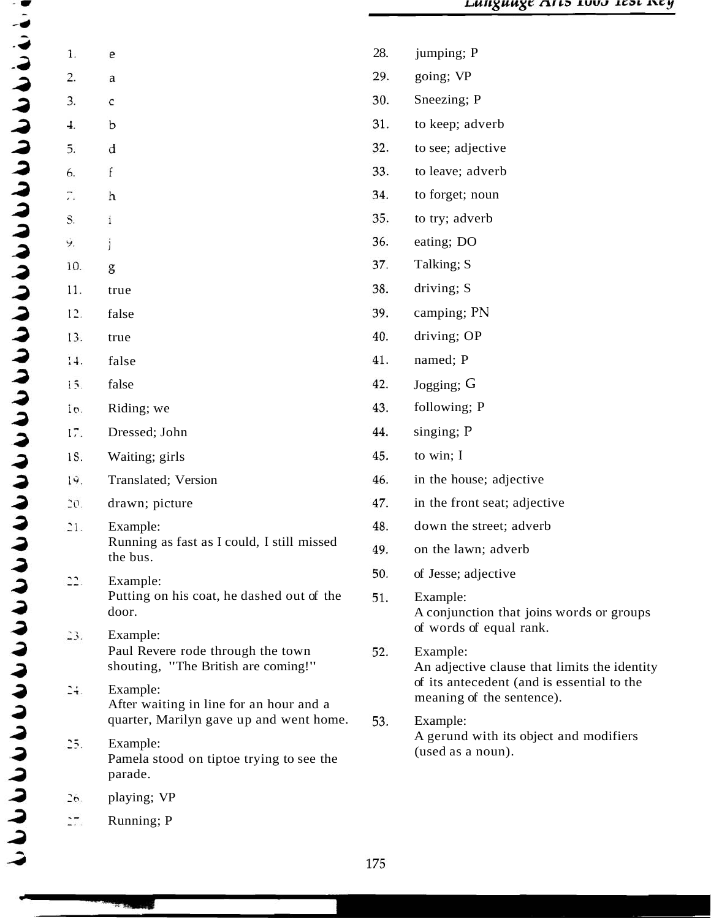1. e
2. a
3. c
4. b
5. d
6. f
7. h
8. i
9. j
10. g
11. true
12. false
13. true
14. false
15. false
16. Riding; we
17. Dressed; John
18. Waiting; girls
19. Translated; Version
20. drawn; picture
21. Example:
    Running as fast as I could, I still missed the bus.
22. Example:
    Putting on his coat, he dashed out of the door.
23. Example:
    Paul Revere rode through the town shouting, "The British are coming!"
24. Example:
    After waiting in line for an hour and a quarter, Marilyn gave up and went home.
25. Example:
    Pamela stood on tiptoe trying to see the parade.
26. playing; VP
27. Running; P
28. jumping; P
29. going; VP
30. Sneezing; P
31. to keep; adverb
32. to see; adjective
33. to leave; adverb
34. to forget; noun
35. to try; adverb
36. eating; DO
37. Talking; S
38. driving; S
39. camping; PN
40. driving; OP
41. named; P
42. Jogging; G
43. following; P
44. singing; P
45. to win; I
46. in the house; adjective
47. in the front seat; adjective
48. down the street; adverb
49. on the lawn; adverb
50. of Jesse; adjective
51. Example:
    A conjunction that joins words or groups of words of equal rank.
52. Example:
    An adjective clause that limits the identity of its antecedent (and is essential to the meaning of the sentence).
53. Example:
    A gerund with its object and modifiers (used as a noun).